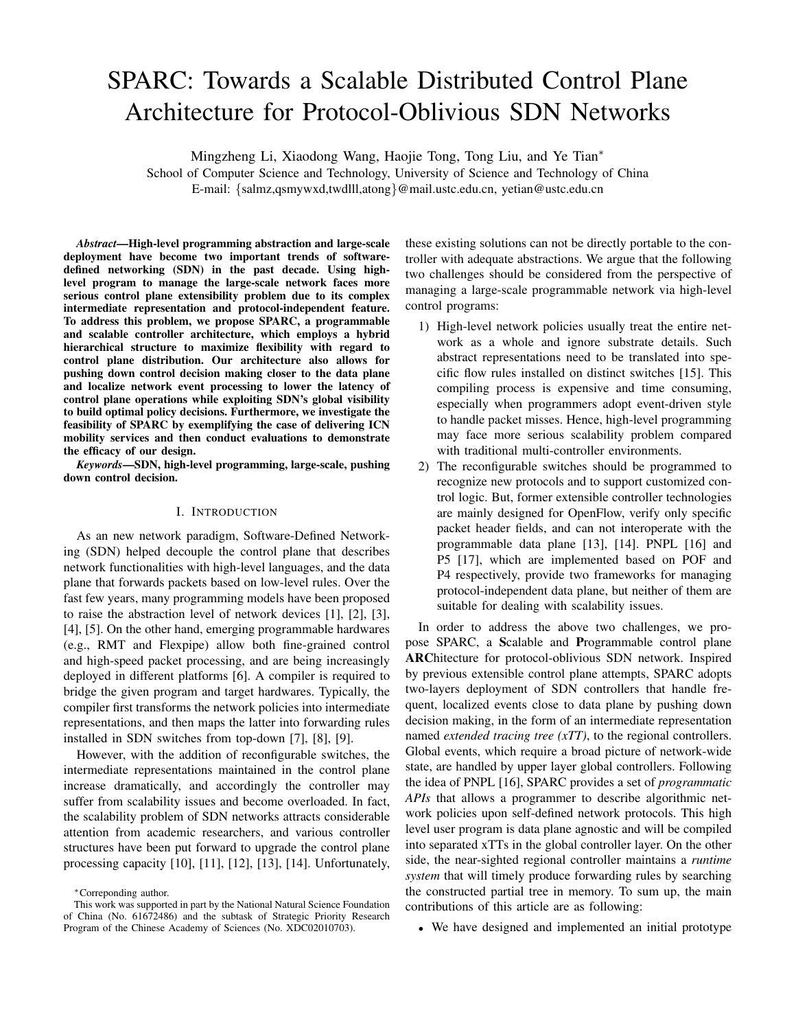# SPARC: Towards a Scalable Distributed Control Plane Architecture for Protocol-Oblivious SDN Networks

Mingzheng Li, Xiaodong Wang, Haojie Tong, Tong Liu, and Ye Tian*

School of Computer Science and Technology, University of Science and Technology of China

E-mail: {salmz,qsmywxd,twdlll,atong}@mail.ustc.edu.cn, yetian@ustc.edu.cn

***Abstract*—High-level programming abstraction and large-scale deployment have become two important trends of software-defined networking (SDN) in the past decade. Using high-level program to manage the large-scale network faces more serious control plane extensibility problem due to its complex intermediate representation and protocol-independent feature. To address this problem, we propose SPARC, a programmable and scalable controller architecture, which employs a hybrid hierarchical structure to maximize flexibility with regard to control plane distribution. Our architecture also allows for pushing down control decision making closer to the data plane and localize network event processing to lower the latency of control plane operations while exploiting SDN's global visibility to build optimal policy decisions. Furthermore, we investigate the feasibility of SPARC by exemplifying the case of delivering ICN mobility services and then conduct evaluations to demonstrate the efficacy of our design.**

***Keywords*—SDN, high-level programming, large-scale, pushing down control decision.**

## I. Introduction

As an new network paradigm, Software-Defined Networking (SDN) helped decouple the control plane that describes network functionalities with high-level languages, and the data plane that forwards packets based on low-level rules. Over the fast few years, many programming models have been proposed to raise the abstraction level of network devices [1], [2], [3], [4], [5]. On the other hand, emerging programmable hardwares (e.g., RMT and Flexpipe) allow both fine-grained control and high-speed packet processing, and are being increasingly deployed in different platforms [6]. A compiler is required to bridge the given program and target hardwares. Typically, the compiler first transforms the network policies into intermediate representations, and then maps the latter into forwarding rules installed in SDN switches from top-down [7], [8], [9].

However, with the addition of reconfigurable switches, the intermediate representations maintained in the control plane increase dramatically, and accordingly the controller may suffer from scalability issues and become overloaded. In fact, the scalability problem of SDN networks attracts considerable attention from academic researchers, and various controller structures have been put forward to upgrade the control plane processing capacity [10], [11], [12], [13], [14]. Unfortunately, these existing solutions can not be directly portable to the controller with adequate abstractions. We argue that the following two challenges should be considered from the perspective of managing a large-scale programmable network via high-level control programs:

1) High-level network policies usually treat the entire network as a whole and ignore substrate details. Such abstract representations need to be translated into specific flow rules installed on distinct switches [15]. This compiling process is expensive and time consuming, especially when programmers adopt event-driven style to handle packet misses. Hence, high-level programming may face more serious scalability problem compared with traditional multi-controller environments.
2) The reconfigurable switches should be programmed to recognize new protocols and to support customized control logic. But, former extensible controller technologies are mainly designed for OpenFlow, verify only specific packet header fields, and can not interoperate with the programmable data plane [13], [14]. PNPL [16] and P5 [17], which are implemented based on POF and P4 respectively, provide two frameworks for managing protocol-independent data plane, but neither of them are suitable for dealing with scalability issues.

In order to address the above two challenges, we propose SPARC, a **S**calable and **P**rogrammable control plane **ARC**hitecture for protocol-oblivious SDN network. Inspired by previous extensible control plane attempts, SPARC adopts two-layers deployment of SDN controllers that handle frequent, localized events close to data plane by pushing down decision making, in the form of an intermediate representation named *extended tracing tree (xTT)*, to the regional controllers. Global events, which require a broad picture of network-wide state, are handled by upper layer global controllers. Following the idea of PNPL [16], SPARC provides a set of *programmatic APIs* that allows a programmer to describe algorithmic network policies upon self-defined network protocols. This high level user program is data plane agnostic and will be compiled into separated xTTs in the global controller layer. On the other side, the near-sighted regional controller maintains a *runtime system* that will timely produce forwarding rules by searching the constructed partial tree in memory. To sum up, the main contributions of this article are as following:

- We have designed and implemented an initial prototype

*Corresponding author.

This work was supported in part by the National Natural Science Foundation of China (No. 61672486) and the subtask of Strategic Priority Research Program of the Chinese Academy of Sciences (No. XDC02010703).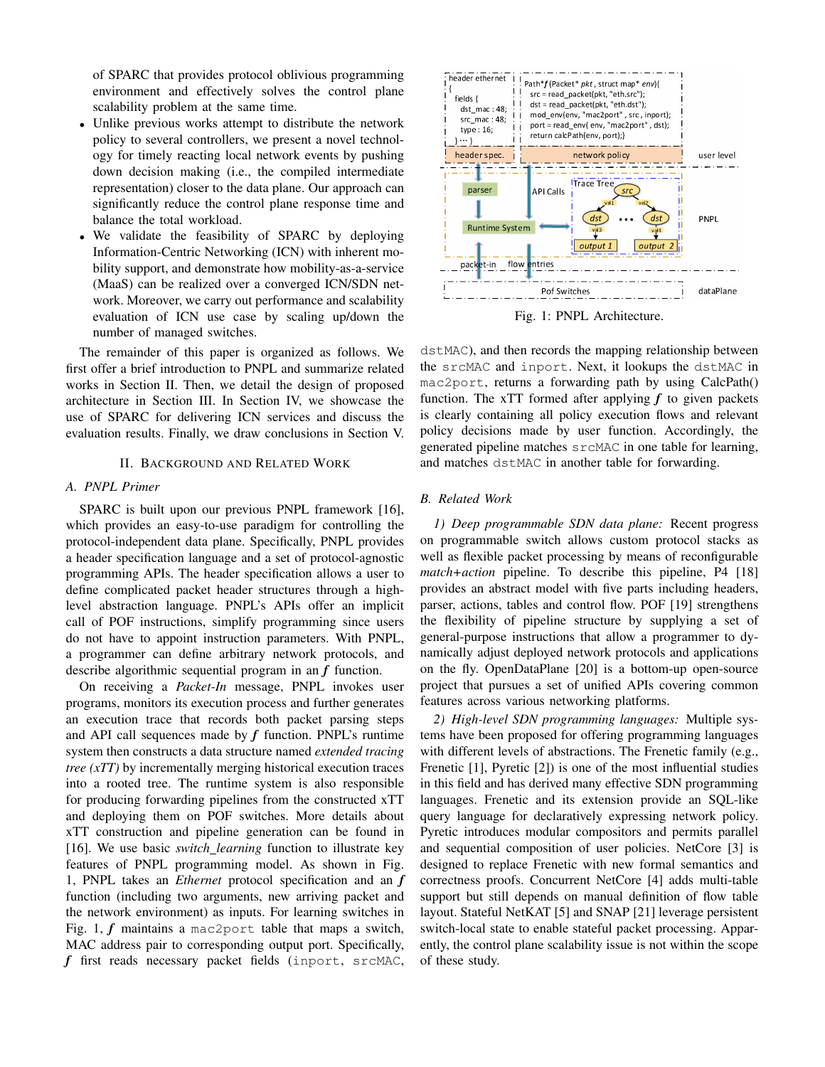of SPARC that provides protocol oblivious programming environment and effectively solves the control plane scalability problem at the same time.

- Unlike previous works attempt to distribute the network policy to several controllers, we present a novel technology for timely reacting local network events by pushing down decision making (i.e., the compiled intermediate representation) closer to the data plane. Our approach can significantly reduce the control plane response time and balance the total workload.
- We validate the feasibility of SPARC by deploying Information-Centric Networking (ICN) with inherent mobility support, and demonstrate how mobility-as-a-service (MaaS) can be realized over a converged ICN/SDN network. Moreover, we carry out performance and scalability evaluation of ICN use case by scaling up/down the number of managed switches.

The remainder of this paper is organized as follows. We first offer a brief introduction to PNPL and summarize related works in Section II. Then, we detail the design of proposed architecture in Section III. In Section IV, we showcase the use of SPARC for delivering ICN services and discuss the evaluation results. Finally, we draw conclusions in Section V.

## II. Background and Related Work

### A. PNPL Primer

SPARC is built upon our previous PNPL framework [16], which provides an easy-to-use paradigm for controlling the protocol-independent data plane. Specifically, PNPL provides a header specification language and a set of protocol-agnostic programming APIs. The header specification allows a user to define complicated packet header structures through a high-level abstraction language. PNPL's APIs offer an implicit call of POF instructions, simplify programming since users do not have to appoint instruction parameters. With PNPL, a programmer can define arbitrary network protocols, and describe algorithmic sequential program in an $f$ function.

On receiving a *Packet-In* message, PNPL invokes user programs, monitors its execution process and further generates an execution trace that records both packet parsing steps and API call sequences made by $f$ function. PNPL's runtime system then constructs a data structure named *extended tracing tree (xTT)* by incrementally merging historical execution traces into a rooted tree. The runtime system is also responsible for producing forwarding pipelines from the constructed xTT and deploying them on POF switches. More details about xTT construction and pipeline generation can be found in [16]. We use basic *switch_learning* function to illustrate key features of PNPL programming model. As shown in Fig. 1, PNPL takes an *Ethernet* protocol specification and an $f$ function (including two arguments, new arriving packet and the network environment) as inputs. For learning switches in Fig. 1, $f$ maintains a `mac2port` table that maps a switch, MAC address pair to corresponding output port. Specifically, $f$ first reads necessary packet fields (`inport`, `srcMAC`, `dstMAC`), and then records the mapping relationship between the `srcMAC` and `inport`. Next, it lookups the `dstMAC` in `mac2port`, returns a forwarding path by using CalcPath() function. The xTT formed after applying $f$ to given packets is clearly containing all policy execution flows and relevant policy decisions made by user function. Accordingly, the generated pipeline matches `srcMAC` in one table for learning, and matches `dstMAC` in another table for forwarding.

Fig. 1: PNPL Architecture.

### B. Related Work

*1) Deep programmable SDN data plane:* Recent progress on programmable switch allows custom protocol stacks as well as flexible packet processing by means of reconfigurable *match+action* pipeline. To describe this pipeline, P4 [18] provides an abstract model with five parts including headers, parser, actions, tables and control flow. POF [19] strengthens the flexibility of pipeline structure by supplying a set of general-purpose instructions that allow a programmer to dynamically adjust deployed network protocols and applications on the fly. OpenDataPlane [20] is a bottom-up open-source project that pursues a set of unified APIs covering common features across various networking platforms.

*2) High-level SDN programming languages:* Multiple systems have been proposed for offering programming languages with different levels of abstractions. The Frenetic family (e.g., Frenetic [1], Pyretic [2]) is one of the most influential studies in this field and has derived many effective SDN programming languages. Frenetic and its extension provide an SQL-like query language for declaratively expressing network policy. Pyretic introduces modular compositors and permits parallel and sequential composition of user policies. NetCore [3] is designed to replace Frenetic with new formal semantics and correctness proofs. Concurrent NetCore [4] adds multi-table support but still depends on manual definition of flow table layout. Stateful NetKAT [5] and SNAP [21] leverage persistent switch-local state to enable stateful packet processing. Apparently, the control plane scalability issue is not within the scope of these study.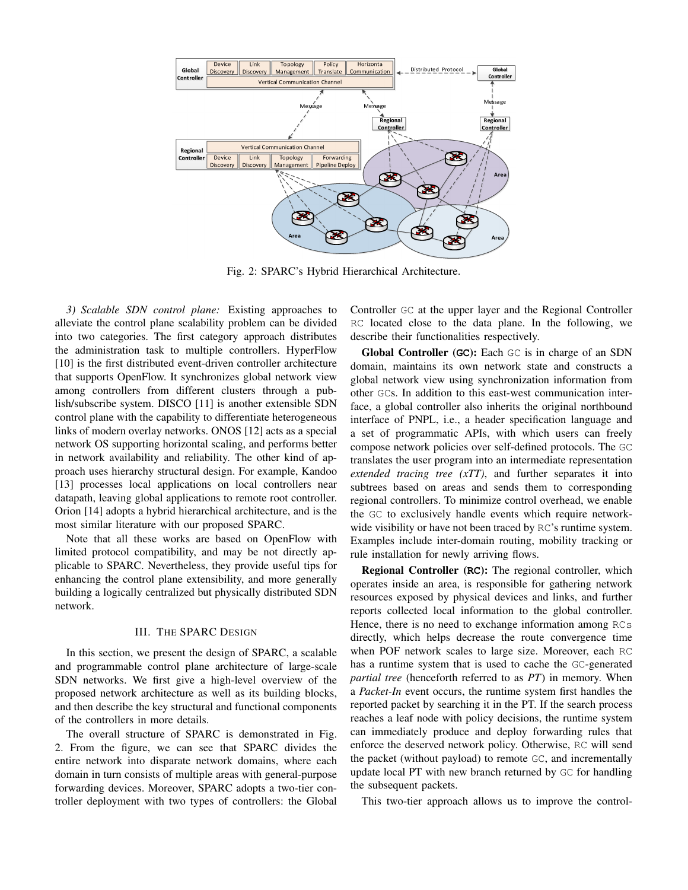Fig. 2: SPARC's Hybrid Hierarchical Architecture.

*3) Scalable SDN control plane:* Existing approaches to alleviate the control plane scalability problem can be divided into two categories. The first category approach distributes the administration task to multiple controllers. HyperFlow [10] is the first distributed event-driven controller architecture that supports OpenFlow. It synchronizes global network view among controllers from different clusters through a publish/subscribe system. DISCO [11] is another extensible SDN control plane with the capability to differentiate heterogeneous links of modern overlay networks. ONOS [12] acts as a special network OS supporting horizontal scaling, and performs better in network availability and reliability. The other kind of approach uses hierarchy structural design. For example, Kandoo [13] processes local applications on local controllers near datapath, leaving global applications to remote root controller. Orion [14] adopts a hybrid hierarchical architecture, and is the most similar literature with our proposed SPARC.

Note that all these works are based on OpenFlow with limited protocol compatibility, and may be not directly applicable to SPARC. Nevertheless, they provide useful tips for enhancing the control plane extensibility, and more generally building a logically centralized but physically distributed SDN network.

## III. The SPARC Design

In this section, we present the design of SPARC, a scalable and programmable control plane architecture of large-scale SDN networks. We first give a high-level overview of the proposed network architecture as well as its building blocks, and then describe the key structural and functional components of the controllers in more details.

The overall structure of SPARC is demonstrated in Fig. 2. From the figure, we can see that SPARC divides the entire network into disparate network domains, where each domain in turn consists of multiple areas with general-purpose forwarding devices. Moreover, SPARC adopts a two-tier controller deployment with two types of controllers: the Global Controller `GC` at the upper layer and the Regional Controller `RC` located close to the data plane. In the following, we describe their functionalities respectively.

**Global Controller (`GC`):** Each `GC` is in charge of an SDN domain, maintains its own network state and constructs a global network view using synchronization information from other `GC`s. In addition to this east-west communication interface, a global controller also inherits the original northbound interface of PNPL, i.e., a header specification language and a set of programmatic APIs, with which users can freely compose network policies over self-defined protocols. The `GC` translates the user program into an intermediate representation *extended tracing tree (xTT)*, and further separates it into subtrees based on areas and sends them to corresponding regional controllers. To minimize control overhead, we enable the `GC` to exclusively handle events which require network-wide visibility or have not been traced by `RC`'s runtime system. Examples include inter-domain routing, mobility tracking or rule installation for newly arriving flows.

**Regional Controller (`RC`):** The regional controller, which operates inside an area, is responsible for gathering network resources exposed by physical devices and links, and further reports collected local information to the global controller. Hence, there is no need to exchange information among `RC`s directly, which helps decrease the route convergence time when POF network scales to large size. Moreover, each `RC` has a runtime system that is used to cache the `GC`-generated *partial tree* (henceforth referred to as *PT*) in memory. When a *Packet-In* event occurs, the runtime system first handles the reported packet by searching it in the PT. If the search process reaches a leaf node with policy decisions, the runtime system can immediately produce and deploy forwarding rules that enforce the deserved network policy. Otherwise, `RC` will send the packet (without payload) to remote `GC`, and incrementally update local PT with new branch returned by `GC` for handling the subsequent packets.

This two-tier approach allows us to improve the control-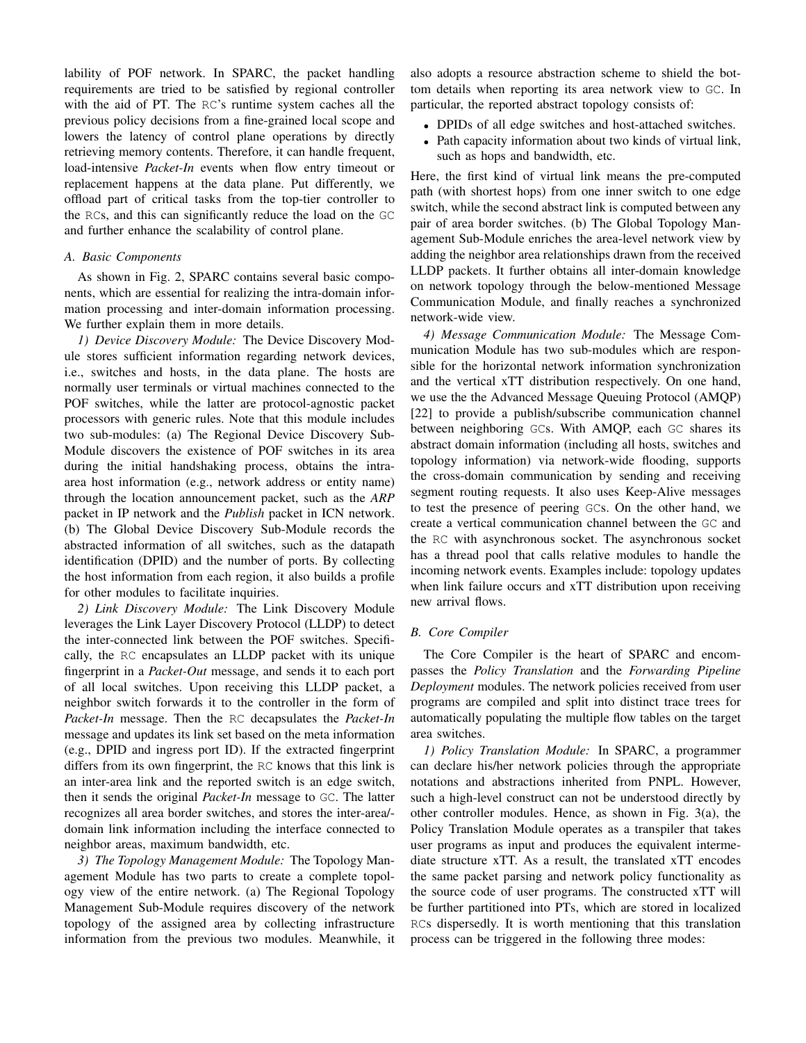lability of POF network. In SPARC, the packet handling requirements are tried to be satisfied by regional controller with the aid of PT. The RC's runtime system caches all the previous policy decisions from a fine-grained local scope and lowers the latency of control plane operations by directly retrieving memory contents. Therefore, it can handle frequent, load-intensive *Packet-In* events when flow entry timeout or replacement happens at the data plane. Put differently, we offload part of critical tasks from the top-tier controller to the RCs, and this can significantly reduce the load on the GC and further enhance the scalability of control plane.

### A. Basic Components

As shown in Fig. 2, SPARC contains several basic components, which are essential for realizing the intra-domain information processing and inter-domain information processing. We further explain them in more details.

*1) Device Discovery Module:* The Device Discovery Module stores sufficient information regarding network devices, i.e., switches and hosts, in the data plane. The hosts are normally user terminals or virtual machines connected to the POF switches, while the latter are protocol-agnostic packet processors with generic rules. Note that this module includes two sub-modules: (a) The Regional Device Discovery Sub-Module discovers the existence of POF switches in its area during the initial handshaking process, obtains the intra-area host information (e.g., network address or entity name) through the location announcement packet, such as the *ARP* packet in IP network and the *Publish* packet in ICN network. (b) The Global Device Discovery Sub-Module records the abstracted information of all switches, such as the datapath identification (DPID) and the number of ports. By collecting the host information from each region, it also builds a profile for other modules to facilitate inquiries.

*2) Link Discovery Module:* The Link Discovery Module leverages the Link Layer Discovery Protocol (LLDP) to detect the inter-connected link between the POF switches. Specifically, the RC encapsulates an LLDP packet with its unique fingerprint in a *Packet-Out* message, and sends it to each port of all local switches. Upon receiving this LLDP packet, a neighbor switch forwards it to the controller in the form of *Packet-In* message. Then the RC decapsulates the *Packet-In* message and updates its link set based on the meta information (e.g., DPID and ingress port ID). If the extracted fingerprint differs from its own fingerprint, the RC knows that this link is an inter-area link and the reported switch is an edge switch, then it sends the original *Packet-In* message to GC. The latter recognizes all area border switches, and stores the inter-area/domain link information including the interface connected to neighbor areas, maximum bandwidth, etc.

*3) The Topology Management Module:* The Topology Management Module has two parts to create a complete topology view of the entire network. (a) The Regional Topology Management Sub-Module requires discovery of the network topology of the assigned area by collecting infrastructure information from the previous two modules. Meanwhile, it also adopts a resource abstraction scheme to shield the bottom details when reporting its area network view to GC. In particular, the reported abstract topology consists of:

- DPIDs of all edge switches and host-attached switches.
- Path capacity information about two kinds of virtual link, such as hops and bandwidth, etc.

Here, the first kind of virtual link means the pre-computed path (with shortest hops) from one inner switch to one edge switch, while the second abstract link is computed between any pair of area border switches. (b) The Global Topology Management Sub-Module enriches the area-level network view by adding the neighbor area relationships drawn from the received LLDP packets. It further obtains all inter-domain knowledge on network topology through the below-mentioned Message Communication Module, and finally reaches a synchronized network-wide view.

*4) Message Communication Module:* The Message Communication Module has two sub-modules which are responsible for the horizontal network information synchronization and the vertical xTT distribution respectively. On one hand, we use the the Advanced Message Queuing Protocol (AMQP) [22] to provide a publish/subscribe communication channel between neighboring GCs. With AMQP, each GC shares its abstract domain information (including all hosts, switches and topology information) via network-wide flooding, supports the cross-domain communication by sending and receiving segment routing requests. It also uses Keep-Alive messages to test the presence of peering GCs. On the other hand, we create a vertical communication channel between the GC and the RC with asynchronous socket. The asynchronous socket has a thread pool that calls relative modules to handle the incoming network events. Examples include: topology updates when link failure occurs and xTT distribution upon receiving new arrival flows.

### B. Core Compiler

The Core Compiler is the heart of SPARC and encompasses the *Policy Translation* and the *Forwarding Pipeline Deployment* modules. The network policies received from user programs are compiled and split into distinct trace trees for automatically populating the multiple flow tables on the target area switches.

*1) Policy Translation Module:* In SPARC, a programmer can declare his/her network policies through the appropriate notations and abstractions inherited from PNPL. However, such a high-level construct can not be understood directly by other controller modules. Hence, as shown in Fig. 3(a), the Policy Translation Module operates as a transpiler that takes user programs as input and produces the equivalent intermediate structure xTT. As a result, the translated xTT encodes the same packet parsing and network policy functionality as the source code of user programs. The constructed xTT will be further partitioned into PTs, which are stored in localized RCs dispersedly. It is worth mentioning that this translation process can be triggered in the following three modes: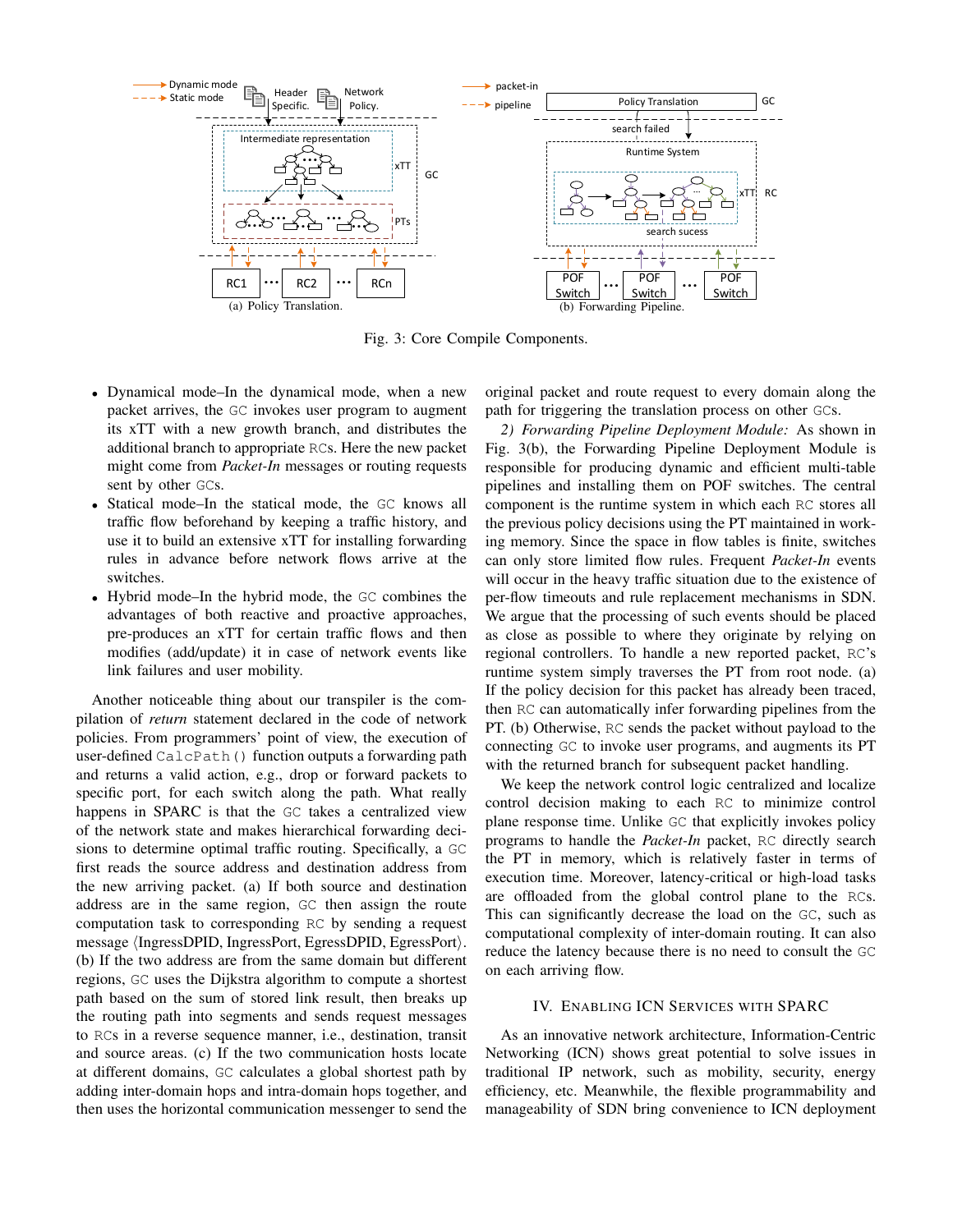(a) Policy Translation.

(b) Forwarding Pipeline.

Fig. 3: Core Compile Components.

- Dynamical mode–In the dynamical mode, when a new packet arrives, the GC invokes user program to augment its xTT with a new growth branch, and distributes the additional branch to appropriate RCs. Here the new packet might come from *Packet-In* messages or routing requests sent by other GCs.
- Statical mode–In the statical mode, the GC knows all traffic flow beforehand by keeping a traffic history, and use it to build an extensive xTT for installing forwarding rules in advance before network flows arrive at the switches.
- Hybrid mode–In the hybrid mode, the GC combines the advantages of both reactive and proactive approaches, pre-produces an xTT for certain traffic flows and then modifies (add/update) it in case of network events like link failures and user mobility.

Another noticeable thing about our transpiler is the compilation of ***return*** statement declared in the code of network policies. From programmers' point of view, the execution of user-defined `CalcPath()` function outputs a forwarding path and returns a valid action, e.g., drop or forward packets to specific port, for each switch along the path. What really happens in SPARC is that the GC takes a centralized view of the network state and makes hierarchical forwarding decisions to determine optimal traffic routing. Specifically, a GC first reads the source address and destination address from the new arriving packet. (a) If both source and destination address are in the same region, GC then assign the route computation task to corresponding RC by sending a request message ⟨IngressDPID, IngressPort, EgressDPID, EgressPort⟩. (b) If the two address are from the same domain but different regions, GC uses the Dijkstra algorithm to compute a shortest path based on the sum of stored link result, then breaks up the routing path into segments and sends request messages to RCs in a reverse sequence manner, i.e., destination, transit and source areas. (c) If the two communication hosts locate at different domains, GC calculates a global shortest path by adding inter-domain hops and intra-domain hops together, and then uses the horizontal communication messenger to send the original packet and route request to every domain along the path for triggering the translation process on other GCs.

*2) Forwarding Pipeline Deployment Module:* As shown in Fig. 3(b), the Forwarding Pipeline Deployment Module is responsible for producing dynamic and efficient multi-table pipelines and installing them on POF switches. The central component is the runtime system in which each RC stores all the previous policy decisions using the PT maintained in working memory. Since the space in flow tables is finite, switches can only store limited flow rules. Frequent *Packet-In* events will occur in the heavy traffic situation due to the existence of per-flow timeouts and rule replacement mechanisms in SDN. We argue that the processing of such events should be placed as close as possible to where they originate by relying on regional controllers. To handle a new reported packet, RC's runtime system simply traverses the PT from root node. (a) If the policy decision for this packet has already been traced, then RC can automatically infer forwarding pipelines from the PT. (b) Otherwise, RC sends the packet without payload to the connecting GC to invoke user programs, and augments its PT with the returned branch for subsequent packet handling.

We keep the network control logic centralized and localize control decision making to each RC to minimize control plane response time. Unlike GC that explicitly invokes policy programs to handle the *Packet-In* packet, RC directly search the PT in memory, which is relatively faster in terms of execution time. Moreover, latency-critical or high-load tasks are offloaded from the global control plane to the RCs. This can significantly decrease the load on the GC, such as computational complexity of inter-domain routing. It can also reduce the latency because there is no need to consult the GC on each arriving flow.

## IV. Enabling ICN Services with SPARC

As an innovative network architecture, Information-Centric Networking (ICN) shows great potential to solve issues in traditional IP network, such as mobility, security, energy efficiency, etc. Meanwhile, the flexible programmability and manageability of SDN bring convenience to ICN deployment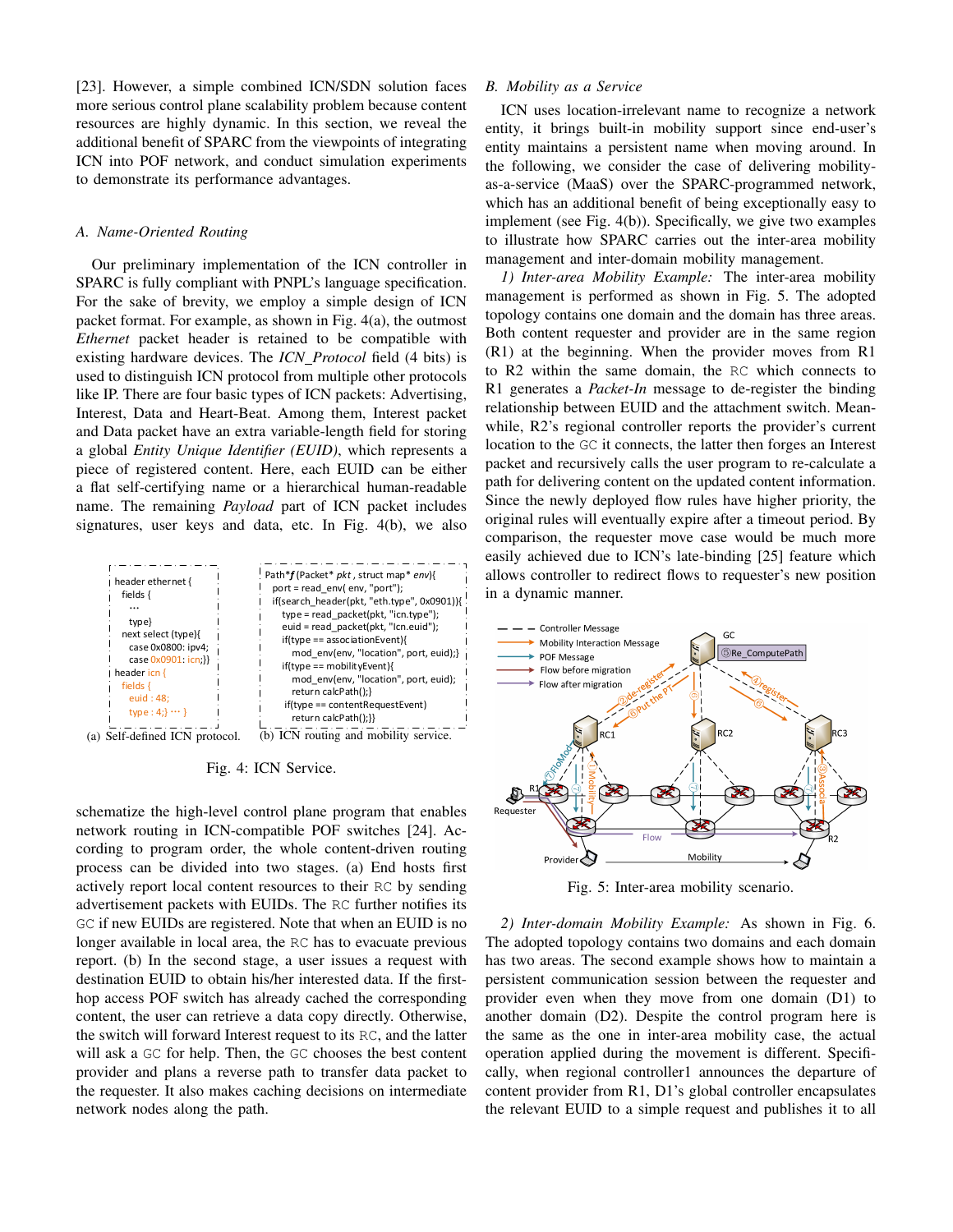[23]. However, a simple combined ICN/SDN solution faces more serious control plane scalability problem because content resources are highly dynamic. In this section, we reveal the additional benefit of SPARC from the viewpoints of integrating ICN into POF network, and conduct simulation experiments to demonstrate its performance advantages.

### A. Name-Oriented Routing

Our preliminary implementation of the ICN controller in SPARC is fully compliant with PNPL's language specification. For the sake of brevity, we employ a simple design of ICN packet format. For example, as shown in Fig. 4(a), the outmost *Ethernet* packet header is retained to be compatible with existing hardware devices. The *ICN_Protocol* field (4 bits) is used to distinguish ICN protocol from multiple other protocols like IP. There are four basic types of ICN packets: Advertising, Interest, Data and Heart-Beat. Among them, Interest packet and Data packet have an extra variable-length field for storing a global *Entity Unique Identifier (EUID)*, which represents a piece of registered content. Here, each EUID can be either a flat self-certifying name or a hierarchical human-readable name. The remaining *Payload* part of ICN packet includes signatures, user keys and data, etc. In Fig. 4(b), we also schematize the high-level control plane program that enables network routing in ICN-compatible POF switches [24]. According to program order, the whole content-driven routing process can be divided into two stages. (a) End hosts first actively report local content resources to their RC by sending advertisement packets with EUIDs. The RC further notifies its GC if new EUIDs are registered. Note that when an EUID is no longer available in local area, the RC has to evacuate previous report. (b) In the second stage, a user issues a request with destination EUID to obtain his/her interested data. If the first-hop access POF switch has already cached the corresponding content, the user can retrieve a data copy directly. Otherwise, the switch will forward Interest request to its RC, and the latter will ask a GC for help. Then, the GC chooses the best content provider and plans a reverse path to transfer data packet to the requester. It also makes caching decisions on intermediate network nodes along the path.

```
header ethernet {
  fields {
    ...
    type}
  next select (type){
    case 0x0800: ipv4;
    case 0x0901: icn;}}
header icn {
  fields {
    euid : 48;
    type : 4;} ... }
```

(a) Self-defined ICN protocol.

```
Path*f (Packet* pkt , struct map* env){
  port = read_env( env, "port");
  if(search_header(pkt, "eth.type", 0x0901)){
    type = read_packet(pkt, "icn.type");
    euid = read_packet(pkt, "Icn.euid");
    if(type == associationEvent){
      mod_env(env, "location", port, euid);}
    if(type == mobilityEvent){
      mod_env(env, "location", port, euid);
      return calcPath();}
    if(type == contentRequestEvent)
      return calcPath();}}
```

(b) ICN routing and mobility service.

Fig. 4: ICN Service.

### B. Mobility as a Service

ICN uses location-irrelevant name to recognize a network entity, it brings built-in mobility support since end-user's entity maintains a persistent name when moving around. In the following, we consider the case of delivering mobility-as-a-service (MaaS) over the SPARC-programmed network, which has an additional benefit of being exceptionally easy to implement (see Fig. 4(b)). Specifically, we give two examples to illustrate how SPARC carries out the inter-area mobility management and inter-domain mobility management.

*1) Inter-area Mobility Example:* The inter-area mobility management is performed as shown in Fig. 5. The adopted topology contains one domain and the domain has three areas. Both content requester and provider are in the same region (R1) at the beginning. When the provider moves from R1 to R2 within the same domain, the RC which connects to R1 generates a *Packet-In* message to de-register the binding relationship between EUID and the attachment switch. Meanwhile, R2's regional controller reports the provider's current location to the GC it connects, the latter then forges an Interest packet and recursively calls the user program to re-calculate a path for delivering content on the updated content information. Since the newly deployed flow rules have higher priority, the original rules will eventually expire after a timeout period. By comparison, the requester move case would be much more easily achieved due to ICN's late-binding [25] feature which allows controller to redirect flows to requester's new position in a dynamic manner.

Fig. 5: Inter-area mobility scenario.

*2) Inter-domain Mobility Example:* As shown in Fig. 6. The adopted topology contains two domains and each domain has two areas. The second example shows how to maintain a persistent communication session between the requester and provider even when they move from one domain (D1) to another domain (D2). Despite the control program here is the same as the one in inter-area mobility case, the actual operation applied during the movement is different. Specifically, when regional controller1 announces the departure of content provider from R1, D1's global controller encapsulates the relevant EUID to a simple request and publishes it to all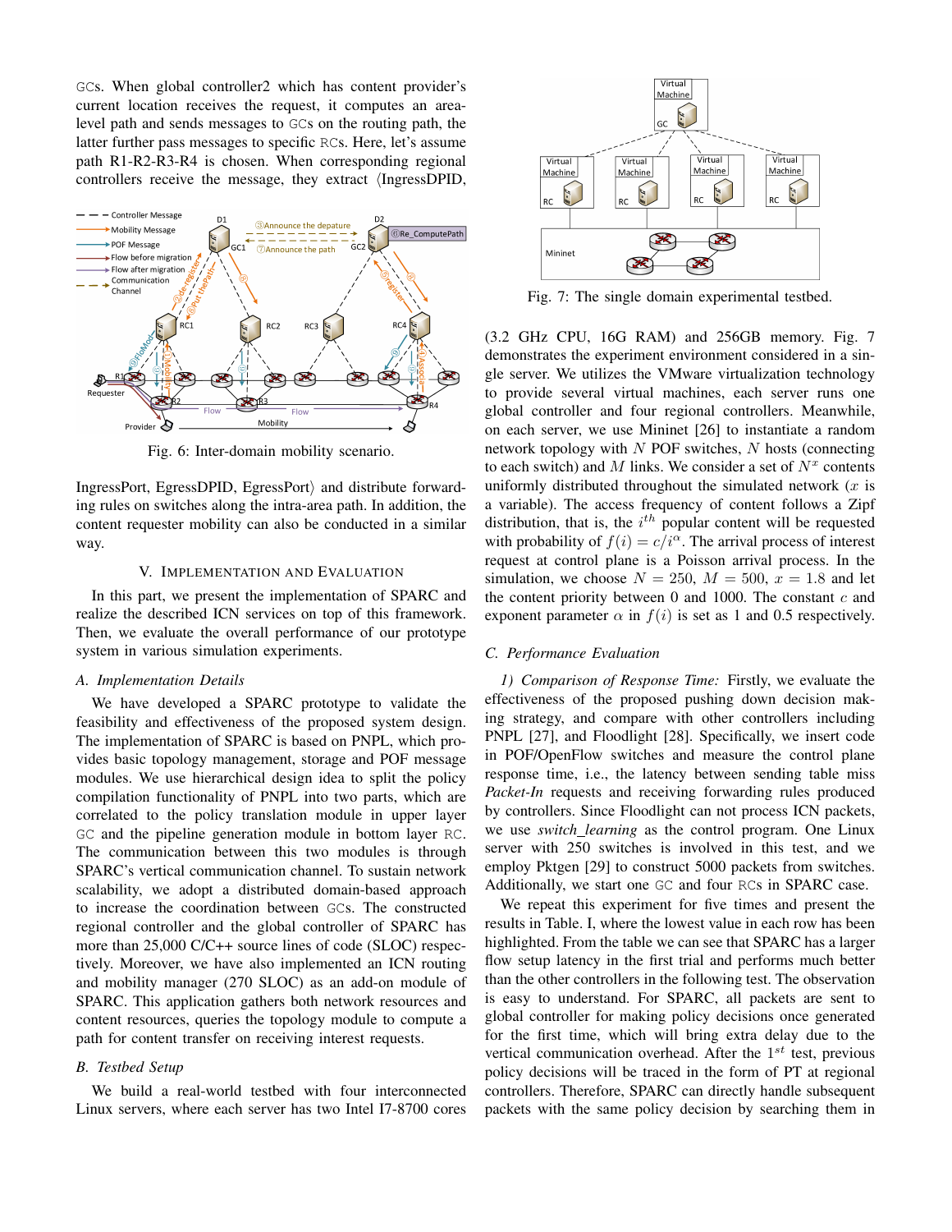GCs. When global controller2 which has content provider's current location receives the request, it computes an area-level path and sends messages to GCs on the routing path, the latter further pass messages to specific RCs. Here, let's assume path R1-R2-R3-R4 is chosen. When corresponding regional controllers receive the message, they extract ⟨IngressDPID, IngressPort, EgressDPID, EgressPort⟩ and distribute forwarding rules on switches along the intra-area path. In addition, the content requester mobility can also be conducted in a similar way.

Fig. 6: Inter-domain mobility scenario.

## V. Implementation and Evaluation

In this part, we present the implementation of SPARC and realize the described ICN services on top of this framework. Then, we evaluate the overall performance of our prototype system in various simulation experiments.

### A. Implementation Details

We have developed a SPARC prototype to validate the feasibility and effectiveness of the proposed system design. The implementation of SPARC is based on PNPL, which provides basic topology management, storage and POF message modules. We use hierarchical design idea to split the policy compilation functionality of PNPL into two parts, which are correlated to the policy translation module in upper layer GC and the pipeline generation module in bottom layer RC. The communication between this two modules is through SPARC's vertical communication channel. To sustain network scalability, we adopt a distributed domain-based approach to increase the coordination between GCs. The constructed regional controller and the global controller of SPARC has more than 25,000 C/C++ source lines of code (SLOC) respectively. Moreover, we have also implemented an ICN routing and mobility manager (270 SLOC) as an add-on module of SPARC. This application gathers both network resources and content resources, queries the topology module to compute a path for content transfer on receiving interest requests.

### B. Testbed Setup

We build a real-world testbed with four interconnected Linux servers, where each server has two Intel I7-8700 cores (3.2 GHz CPU, 16G RAM) and 256GB memory. Fig. 7 demonstrates the experiment environment considered in a single server. We utilizes the VMware virtualization technology to provide several virtual machines, each server runs one global controller and four regional controllers. Meanwhile, on each server, we use Mininet [26] to instantiate a random network topology with $N$ POF switches, $N$ hosts (connecting to each switch) and $M$ links. We consider a set of $N^x$ contents uniformly distributed throughout the simulated network ($x$ is a variable). The access frequency of content follows a Zipf distribution, that is, the $i^{th}$ popular content will be requested with probability of $f(i) = c/i^{\alpha}$. The arrival process of interest request at control plane is a Poisson arrival process. In the simulation, we choose $N = 250$, $M = 500$, $x = 1.8$ and let the content priority between 0 and 1000. The constant $c$ and exponent parameter $\alpha$ in $f(i)$ is set as 1 and 0.5 respectively.

Fig. 7: The single domain experimental testbed.

### C. Performance Evaluation

*1) Comparison of Response Time:* Firstly, we evaluate the effectiveness of the proposed pushing down decision making strategy, and compare with other controllers including PNPL [27], and Floodlight [28]. Specifically, we insert code in POF/OpenFlow switches and measure the control plane response time, i.e., the latency between sending table miss *Packet-In* requests and receiving forwarding rules produced by controllers. Since Floodlight can not process ICN packets, we use *switch_learning* as the control program. One Linux server with 250 switches is involved in this test, and we employ Pktgen [29] to construct 5000 packets from switches. Additionally, we start one GC and four RCs in SPARC case.

We repeat this experiment for five times and present the results in Table. I, where the lowest value in each row has been highlighted. From the table we can see that SPARC has a larger flow setup latency in the first trial and performs much better than the other controllers in the following test. The observation is easy to understand. For SPARC, all packets are sent to global controller for making policy decisions once generated for the first time, which will bring extra delay due to the vertical communication overhead. After the $1^{st}$ test, previous policy decisions will be traced in the form of PT at regional controllers. Therefore, SPARC can directly handle subsequent packets with the same policy decision by searching them in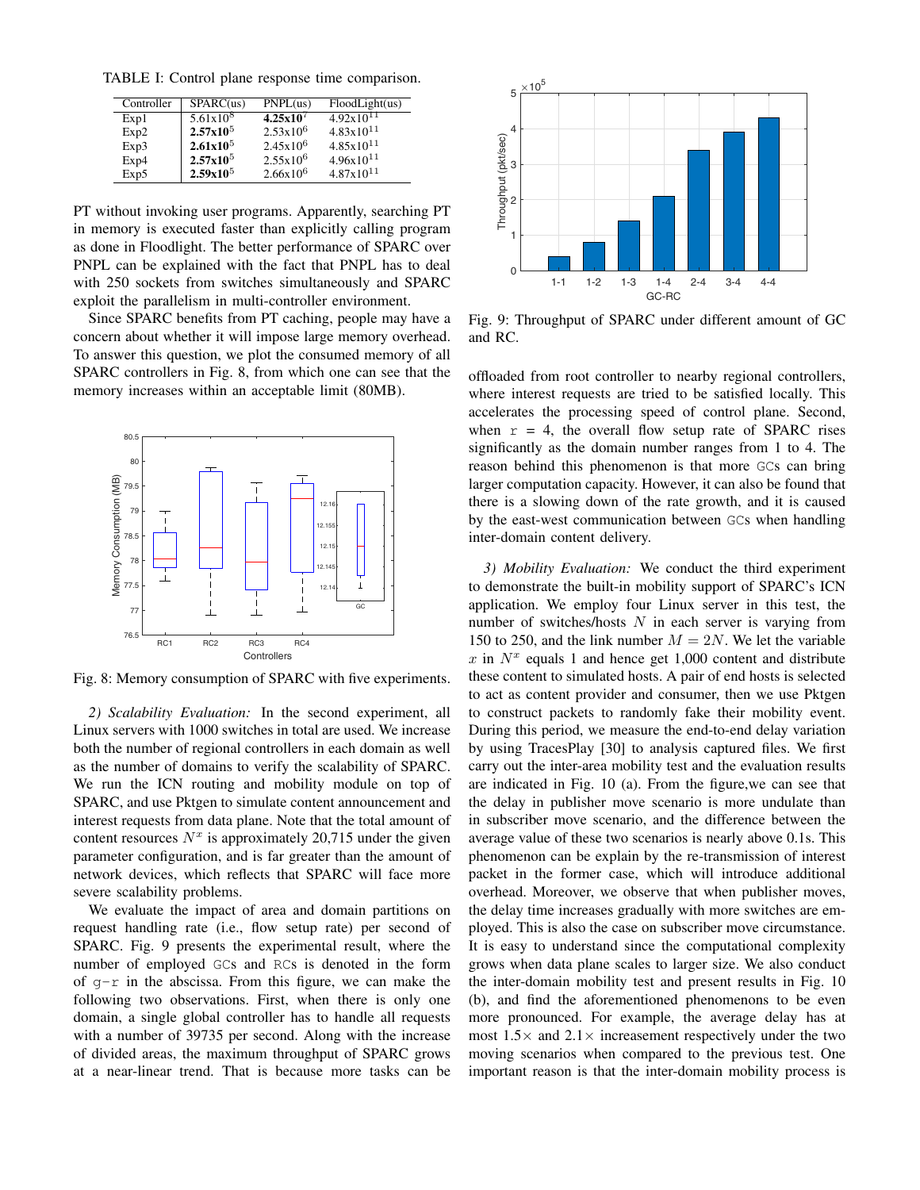TABLE I: Control plane response time comparison.

| Controller | SPARC(us) | PNPL(us) | FloodLight(us) |
| --- | --- | --- | --- |
| Exp1 | $5.61\text{x}10^5$ | **$4.25\text{x}10^7$** | $4.92\text{x}10^{11}$ |
| Exp2 | **$2.57\text{x}10^5$** | $2.53\text{x}10^6$ | $4.83\text{x}10^{11}$ |
| Exp3 | **$2.61\text{x}10^5$** | $2.45\text{x}10^6$ | $4.85\text{x}10^{11}$ |
| Exp4 | **$2.57\text{x}10^5$** | $2.55\text{x}10^6$ | $4.96\text{x}10^{11}$ |
| Exp5 | **$2.59\text{x}10^5$** | $2.66\text{x}10^6$ | $4.87\text{x}10^{11}$ |

PT without invoking user programs. Apparently, searching PT in memory is executed faster than explicitly calling program as done in Floodlight. The better performance of SPARC over PNPL can be explained with the fact that PNPL has to deal with 250 sockets from switches simultaneously and SPARC exploit the parallelism in multi-controller environment.

Since SPARC benefits from PT caching, people may have a concern about whether it will impose large memory overhead. To answer this question, we plot the consumed memory of all SPARC controllers in Fig. 8, from which one can see that the memory increases within an acceptable limit (80MB).

Fig. 8: Memory consumption of SPARC with five experiments.

*2) Scalability Evaluation:* In the second experiment, all Linux servers with 1000 switches in total are used. We increase both the number of regional controllers in each domain as well as the number of domains to verify the scalability of SPARC. We run the ICN routing and mobility module on top of SPARC, and use Pktgen to simulate content announcement and interest requests from data plane. Note that the total amount of content resources $N^x$ is approximately 20,715 under the given parameter configuration, and is far greater than the amount of network devices, which reflects that SPARC will face more severe scalability problems.

We evaluate the impact of area and domain partitions on request handling rate (i.e., flow setup rate) per second of SPARC. Fig. 9 presents the experimental result, where the number of employed GCs and RCs is denoted in the form of g-r in the abscissa. From this figure, we can make the following two observations. First, when there is only one domain, a single global controller has to handle all requests with a number of 39735 per second. Along with the increase of divided areas, the maximum throughput of SPARC grows at a near-linear trend. That is because more tasks can be offloaded from root controller to nearby regional controllers, where interest requests are tried to be satisfied locally. This accelerates the processing speed of control plane. Second, when r = 4, the overall flow setup rate of SPARC rises significantly as the domain number ranges from 1 to 4. The reason behind this phenomenon is that more GCs can bring larger computation capacity. However, it can also be found that there is a slowing down of the rate growth, and it is caused by the east-west communication between GCs when handling inter-domain content delivery.

Fig. 9: Throughput of SPARC under different amount of GC and RC.

*3) Mobility Evaluation:* We conduct the third experiment to demonstrate the built-in mobility support of SPARC's ICN application. We employ four Linux server in this test, the number of switches/hosts $N$ in each server is varying from 150 to 250, and the link number $M = 2N$. We let the variable $x$ in $N^x$ equals 1 and hence get 1,000 content and distribute these content to simulated hosts. A pair of end hosts is selected to act as content provider and consumer, then we use Pktgen to construct packets to randomly fake their mobility event. During this period, we measure the end-to-end delay variation by using TracesPlay [30] to analysis captured files. We first carry out the inter-area mobility test and the evaluation results are indicated in Fig. 10 (a). From the figure,we can see that the delay in publisher move scenario is more undulate than in subscriber move scenario, and the difference between the average value of these two scenarios is nearly above 0.1s. This phenomenon can be explain by the re-transmission of interest packet in the former case, which will introduce additional overhead. Moreover, we observe that when publisher moves, the delay time increases gradually with more switches are employed. This is also the case on subscriber move circumstance. It is easy to understand since the computational complexity grows when data plane scales to larger size. We also conduct the inter-domain mobility test and present results in Fig. 10 (b), and find the aforementioned phenomenons to be even more pronounced. For example, the average delay has at most 1.5× and 2.1× increasement respectively under the two moving scenarios when compared to the previous test. One important reason is that the inter-domain mobility process is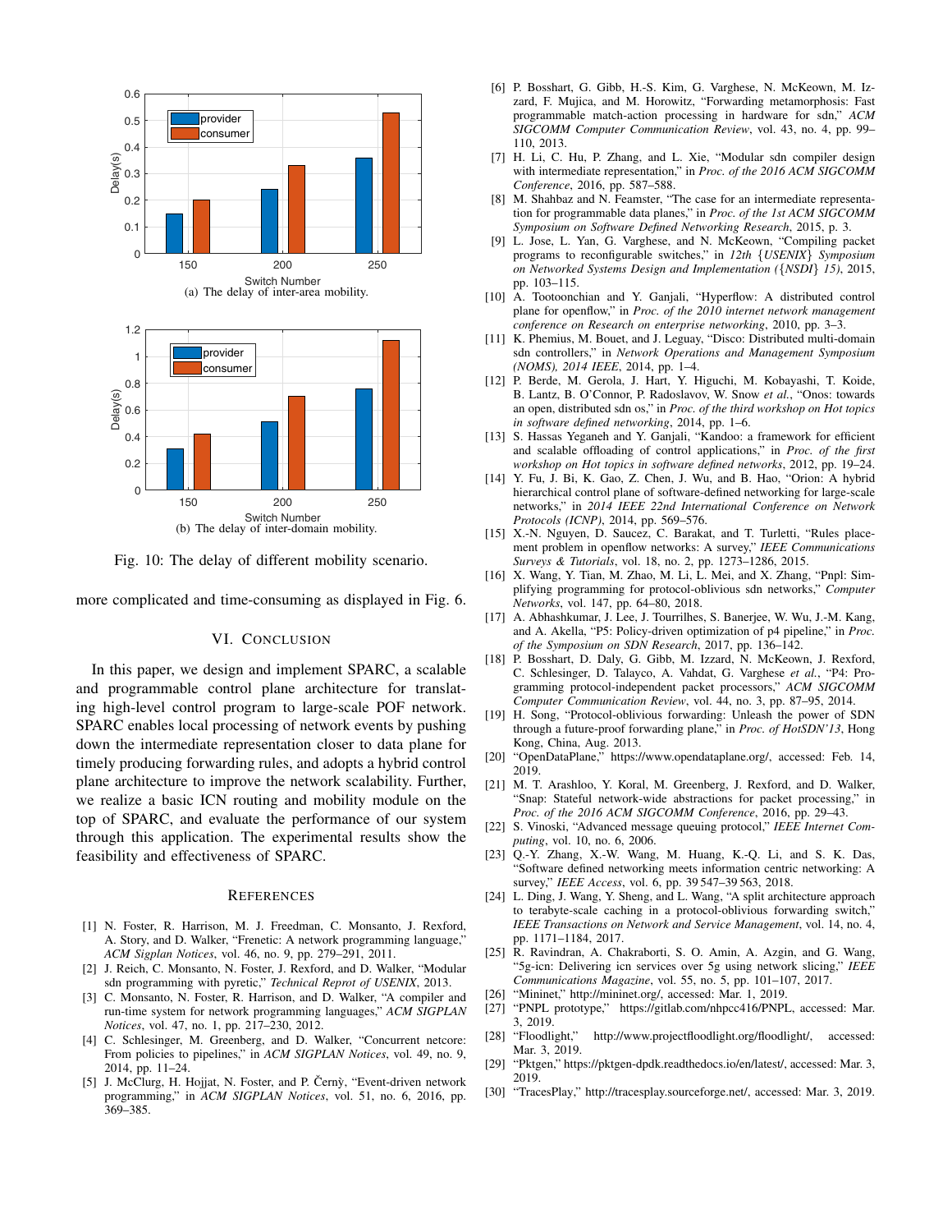0.6
0.5
0.4
0.3
0.2
0.1
0
Delay(s)
provider
consumer
150
200
250
Switch Number

(a) The delay of inter-area mobility.

1.2
1
0.8
0.6
0.4
0.2
0
Delay(s)
provider
consumer
150
200
250
Switch Number

(b) The delay of inter-domain mobility.

Fig. 10: The delay of different mobility scenario.

more complicated and time-consuming as displayed in Fig. 6.

## VI. Conclusion

In this paper, we design and implement SPARC, a scalable and programmable control plane architecture for translating high-level control program to large-scale POF network. SPARC enables local processing of network events by pushing down the intermediate representation closer to data plane for timely producing forwarding rules, and adopts a hybrid control plane architecture to improve the network scalability. Further, we realize a basic ICN routing and mobility module on the top of SPARC, and evaluate the performance of our system through this application. The experimental results show the feasibility and effectiveness of SPARC.

## References

[1] N. Foster, R. Harrison, M. J. Freedman, C. Monsanto, J. Rexford, A. Story, and D. Walker, "Frenetic: A network programming language," *ACM Sigplan Notices*, vol. 46, no. 9, pp. 279–291, 2011.

[2] J. Reich, C. Monsanto, N. Foster, J. Rexford, and D. Walker, "Modular sdn programming with pyretic," *Technical Reprot of USENIX*, 2013.

[3] C. Monsanto, N. Foster, R. Harrison, and D. Walker, "A compiler and run-time system for network programming languages," *ACM SIGPLAN Notices*, vol. 47, no. 1, pp. 217–230, 2012.

[4] C. Schlesinger, M. Greenberg, and D. Walker, "Concurrent netcore: From policies to pipelines," in *ACM SIGPLAN Notices*, vol. 49, no. 9, 2014, pp. 11–24.

[5] J. McClurg, H. Hojjat, N. Foster, and P. Černý, "Event-driven network programming," in *ACM SIGPLAN Notices*, vol. 51, no. 6, 2016, pp. 369–385.

[6] P. Bosshart, G. Gibb, H.-S. Kim, G. Varghese, N. McKeown, M. Izzard, F. Mujica, and M. Horowitz, "Forwarding metamorphosis: Fast programmable match-action processing in hardware for sdn," *ACM SIGCOMM Computer Communication Review*, vol. 43, no. 4, pp. 99–110, 2013.

[7] H. Li, C. Hu, P. Zhang, and L. Xie, "Modular sdn compiler design with intermediate representation," in *Proc. of the 2016 ACM SIGCOMM Conference*, 2016, pp. 587–588.

[8] M. Shahbaz and N. Feamster, "The case for an intermediate representation for programmable data planes," in *Proc. of the 1st ACM SIGCOMM Symposium on Software Defined Networking Research*, 2015, p. 3.

[9] L. Jose, L. Yan, G. Varghese, and N. McKeown, "Compiling packet programs to reconfigurable switches," in *12th {USENIX} Symposium on Networked Systems Design and Implementation ({NSDI} 15)*, 2015, pp. 103–115.

[10] A. Tootoonchian and Y. Ganjali, "Hyperflow: A distributed control plane for openflow," in *Proc. of the 2010 internet network management conference on Research on enterprise networking*, 2010, pp. 3–3.

[11] K. Phemius, M. Bouet, and J. Leguay, "Disco: Distributed multi-domain sdn controllers," in *Network Operations and Management Symposium (NOMS), 2014 IEEE*, 2014, pp. 1–4.

[12] P. Berde, M. Gerola, J. Hart, Y. Higuchi, M. Kobayashi, T. Koide, B. Lantz, B. O'Connor, P. Radoslavov, W. Snow *et al.*, "Onos: towards an open, distributed sdn os," in *Proc. of the third workshop on Hot topics in software defined networking*, 2014, pp. 1–6.

[13] S. Hassas Yeganeh and Y. Ganjali, "Kandoo: a framework for efficient and scalable offloading of control applications," in *Proc. of the first workshop on Hot topics in software defined networks*, 2012, pp. 19–24.

[14] Y. Fu, J. Bi, K. Gao, Z. Chen, J. Wu, and B. Hao, "Orion: A hybrid hierarchical control plane of software-defined networking for large-scale networks," in *2014 IEEE 22nd International Conference on Network Protocols (ICNP)*, 2014, pp. 569–576.

[15] X.-N. Nguyen, D. Saucez, C. Barakat, and T. Turletti, "Rules placement problem in openflow networks: A survey," *IEEE Communications Surveys & Tutorials*, vol. 18, no. 2, pp. 1273–1286, 2015.

[16] X. Wang, Y. Tian, M. Zhao, M. Li, L. Mei, and X. Zhang, "Pnpl: Simplifying programming for protocol-oblivious sdn networks," *Computer Networks*, vol. 147, pp. 64–80, 2018.

[17] A. Abhashkumar, J. Lee, J. Tourrilhes, S. Banerjee, W. Wu, J.-M. Kang, and A. Akella, "P5: Policy-driven optimization of p4 pipeline," in *Proc. of the Symposium on SDN Research*, 2017, pp. 136–142.

[18] P. Bosshart, D. Daly, G. Gibb, M. Izzard, N. McKeown, J. Rexford, C. Schlesinger, D. Talayco, A. Vahdat, G. Varghese *et al.*, "P4: Programming protocol-independent packet processors," *ACM SIGCOMM Computer Communication Review*, vol. 44, no. 3, pp. 87–95, 2014.

[19] H. Song, "Protocol-oblivious forwarding: Unleash the power of SDN through a future-proof forwarding plane," in *Proc. of HotSDN'13*, Hong Kong, China, Aug. 2013.

[20] "OpenDataPlane," https://www.opendataplane.org/, accessed: Feb. 14, 2019.

[21] M. T. Arashloo, Y. Koral, M. Greenberg, J. Rexford, and D. Walker, "Snap: Stateful network-wide abstractions for packet processing," in *Proc. of the 2016 ACM SIGCOMM Conference*, 2016, pp. 29–43.

[22] S. Vinoski, "Advanced message queuing protocol," *IEEE Internet Computing*, vol. 10, no. 6, 2006.

[23] Q.-Y. Zhang, X.-W. Wang, M. Huang, K.-Q. Li, and S. K. Das, "Software defined networking meets information centric networking: A survey," *IEEE Access*, vol. 6, pp. 39 547–39 563, 2018.

[24] L. Ding, J. Wang, Y. Sheng, and L. Wang, "A split architecture approach to terabyte-scale caching in a protocol-oblivious forwarding switch," *IEEE Transactions on Network and Service Management*, vol. 14, no. 4, pp. 1171–1184, 2017.

[25] R. Ravindran, A. Chakraborti, S. O. Amin, A. Azgin, and G. Wang, "5g-icn: Delivering icn services over 5g using network slicing," *IEEE Communications Magazine*, vol. 55, no. 5, pp. 101–107, 2017.

[26] "Mininet," http://mininet.org/, accessed: Mar. 1, 2019.

[27] "PNPL prototype," https://gitlab.com/nhpcc416/PNPL, accessed: Mar. 3, 2019.

[28] "Floodlight," http://www.projectfloodlight.org/floodlight/, accessed: Mar. 3, 2019.

[29] "Pktgen," https://pktgen-dpdk.readthedocs.io/en/latest/, accessed: Mar. 3, 2019.

[30] "TracesPlay," http://tracesplay.sourceforge.net/, accessed: Mar. 3, 2019.